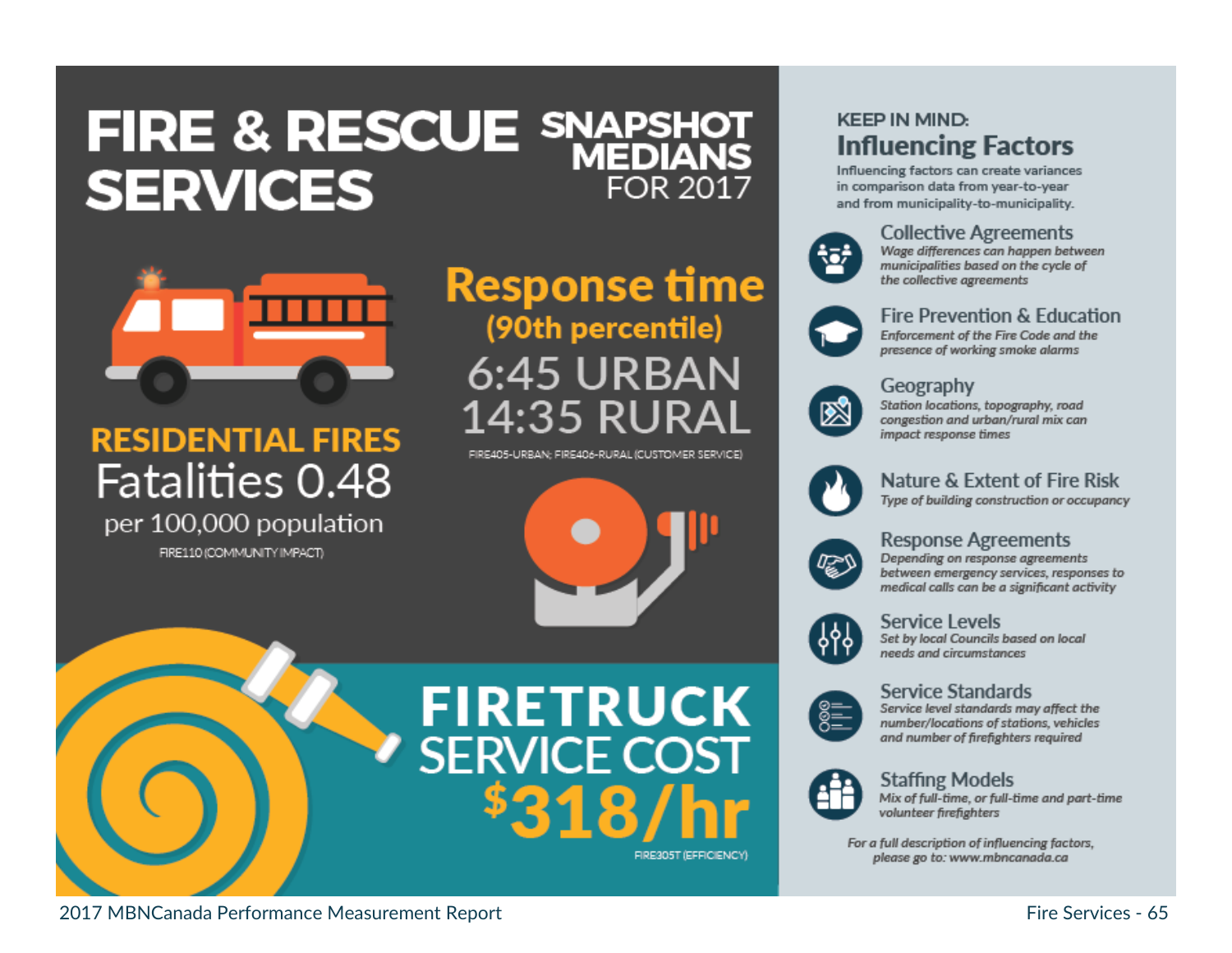# FIRE & RESCUE SERVICES

## SNAPSHOT MEDIANS FOR 2017

### RESIDENTIAL FIRES

Fatalities 0.48

per 100,000 population

FIRE110 (COMMUNITY IMPACT)

### Response time (90th percentile)

6:45 URBAN

14:35 RURAL

FIRE405-URBAN; FIRE406-RURAL (CUSTOMER SERVICE)

### FIRETRUCK SERVICE COST

$318/hr

FIRE305T (EFFICIENCY)

## KEEP IN MIND: Influencing Factors

Influencing factors can create variances in comparison data from year-to-year and from municipality-to-municipality.

**Collective Agreements**
*Wage differences can happen between municipalities based on the cycle of the collective agreements*

**Fire Prevention & Education**
*Enforcement of the Fire Code and the presence of working smoke alarms*

**Geography**
*Station locations, topography, road congestion and urban/rural mix can impact response times*

**Nature & Extent of Fire Risk**
*Type of building construction or occupancy*

**Response Agreements**
*Depending on response agreements between emergency services, responses to medical calls can be a significant activity*

**Service Levels**
*Set by local Councils based on local needs and circumstances*

**Service Standards**
*Service level standards may affect the number/locations of stations, vehicles and number of firefighters required*

**Staffing Models**
*Mix of full-time, or full-time and part-time volunteer firefighters*

*For a full description of influencing factors, please go to: www.mbncanada.ca*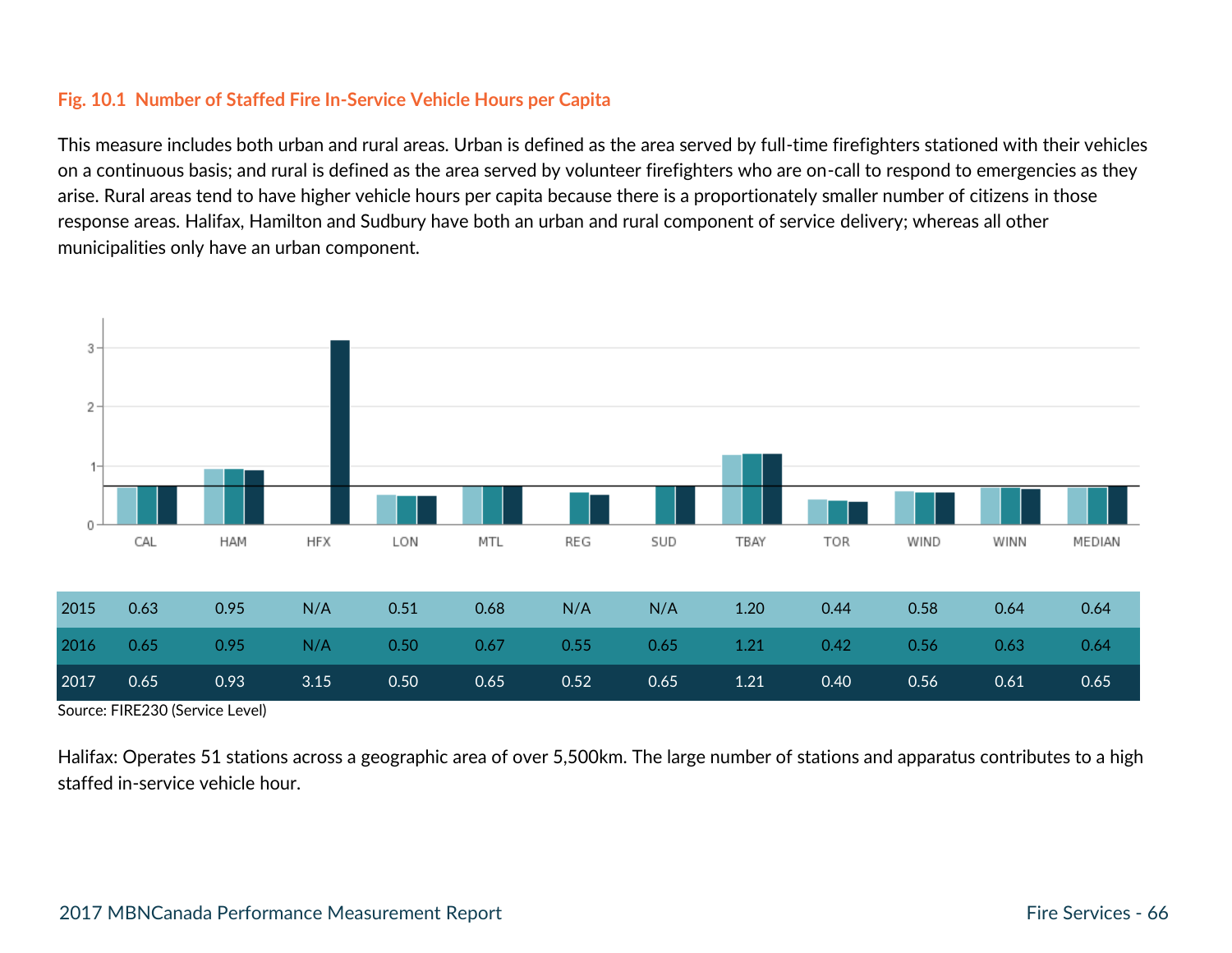### Fig. 10.1 Number of Staffed Fire In-Service Vehicle Hours per Capita

This measure includes both urban and rural areas. Urban is defined as the area served by full-time firefighters stationed with their vehicles on a continuous basis; and rural is defined as the area served by volunteer firefighters who are on-call to respond to emergencies as they arise. Rural areas tend to have higher vehicle hours per capita because there is a proportionately smaller number of citizens in those response areas. Halifax, Hamilton and Sudbury have both an urban and rural component of service delivery; whereas all other municipalities only have an urban component.

| | CAL | HAM | HFX | LON | MTL | REG | SUD | TBAY | TOR | WIND | WINN | MEDIAN |
|---|---|---|---|---|---|---|---|---|---|---|---|---|
| 2015 | 0.63 | 0.95 | N/A | 0.51 | 0.68 | N/A | N/A | 1.20 | 0.44 | 0.58 | 0.64 | 0.64 |
| 2016 | 0.65 | 0.95 | N/A | 0.50 | 0.67 | 0.55 | 0.65 | 1.21 | 0.42 | 0.56 | 0.63 | 0.64 |
| 2017 | 0.65 | 0.93 | 3.15 | 0.50 | 0.65 | 0.52 | 0.65 | 1.21 | 0.40 | 0.56 | 0.61 | 0.65 |

Source: FIRE230 (Service Level)

Halifax: Operates 51 stations across a geographic area of over 5,500km. The large number of stations and apparatus contributes to a high staffed in-service vehicle hour.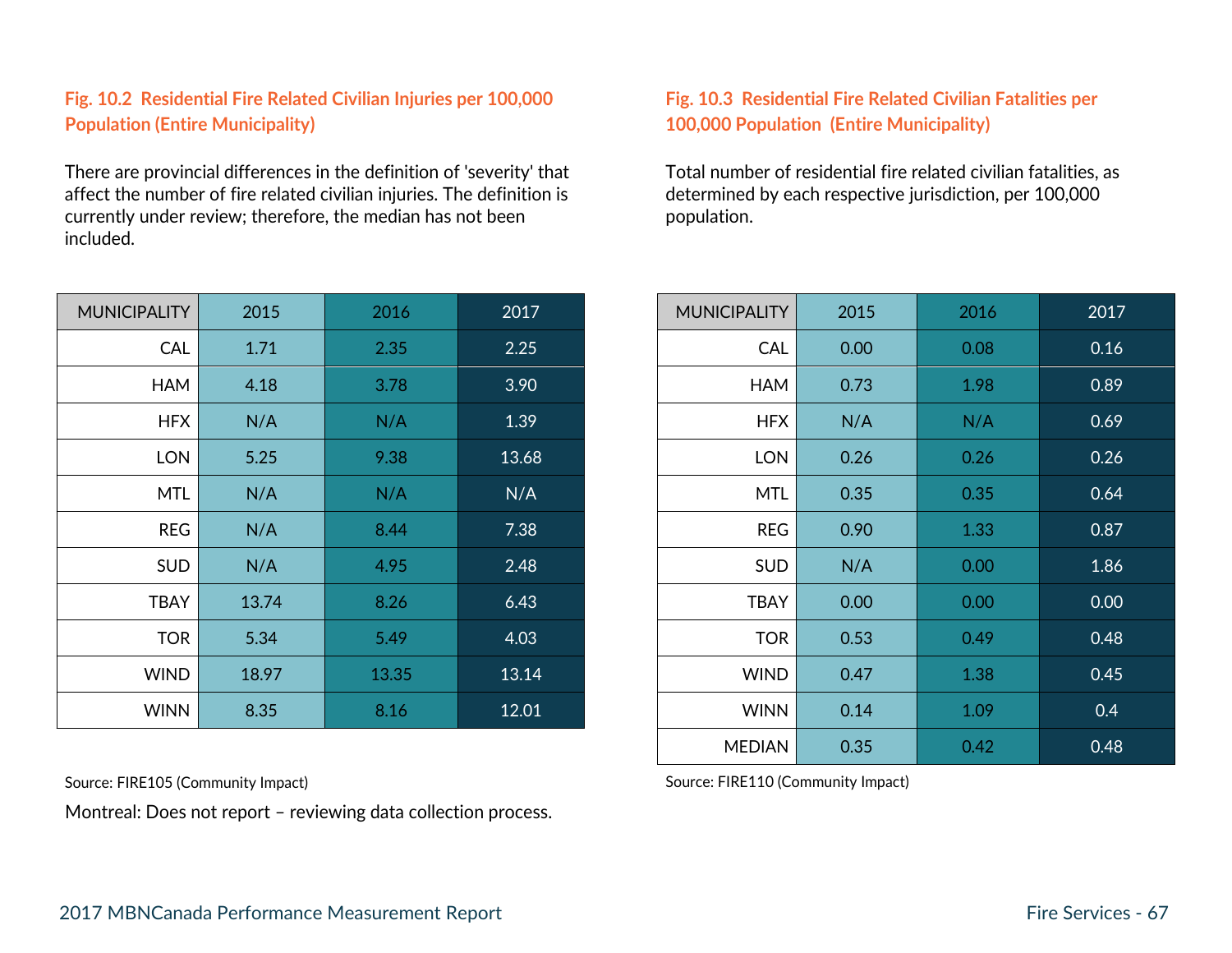### Fig. 10.2 Residential Fire Related Civilian Injuries per 100,000 Population (Entire Municipality)

There are provincial differences in the definition of 'severity' that affect the number of fire related civilian injuries. The definition is currently under review; therefore, the median has not been included.

| MUNICIPALITY | 2015 | 2016 | 2017 |
|---|---|---|---|
| CAL | 1.71 | 2.35 | 2.25 |
| HAM | 4.18 | 3.78 | 3.90 |
| HFX | N/A | N/A | 1.39 |
| LON | 5.25 | 9.38 | 13.68 |
| MTL | N/A | N/A | N/A |
| REG | N/A | 8.44 | 7.38 |
| SUD | N/A | 4.95 | 2.48 |
| TBAY | 13.74 | 8.26 | 6.43 |
| TOR | 5.34 | 5.49 | 4.03 |
| WIND | 18.97 | 13.35 | 13.14 |
| WINN | 8.35 | 8.16 | 12.01 |

Source: FIRE105 (Community Impact)

Montreal: Does not report – reviewing data collection process.

### Fig. 10.3 Residential Fire Related Civilian Fatalities per 100,000 Population (Entire Municipality)

Total number of residential fire related civilian fatalities, as determined by each respective jurisdiction, per 100,000 population.

| MUNICIPALITY | 2015 | 2016 | 2017 |
|---|---|---|---|
| CAL | 0.00 | 0.08 | 0.16 |
| HAM | 0.73 | 1.98 | 0.89 |
| HFX | N/A | N/A | 0.69 |
| LON | 0.26 | 0.26 | 0.26 |
| MTL | 0.35 | 0.35 | 0.64 |
| REG | 0.90 | 1.33 | 0.87 |
| SUD | N/A | 0.00 | 1.86 |
| TBAY | 0.00 | 0.00 | 0.00 |
| TOR | 0.53 | 0.49 | 0.48 |
| WIND | 0.47 | 1.38 | 0.45 |
| WINN | 0.14 | 1.09 | 0.4 |
| MEDIAN | 0.35 | 0.42 | 0.48 |

Source: FIRE110 (Community Impact)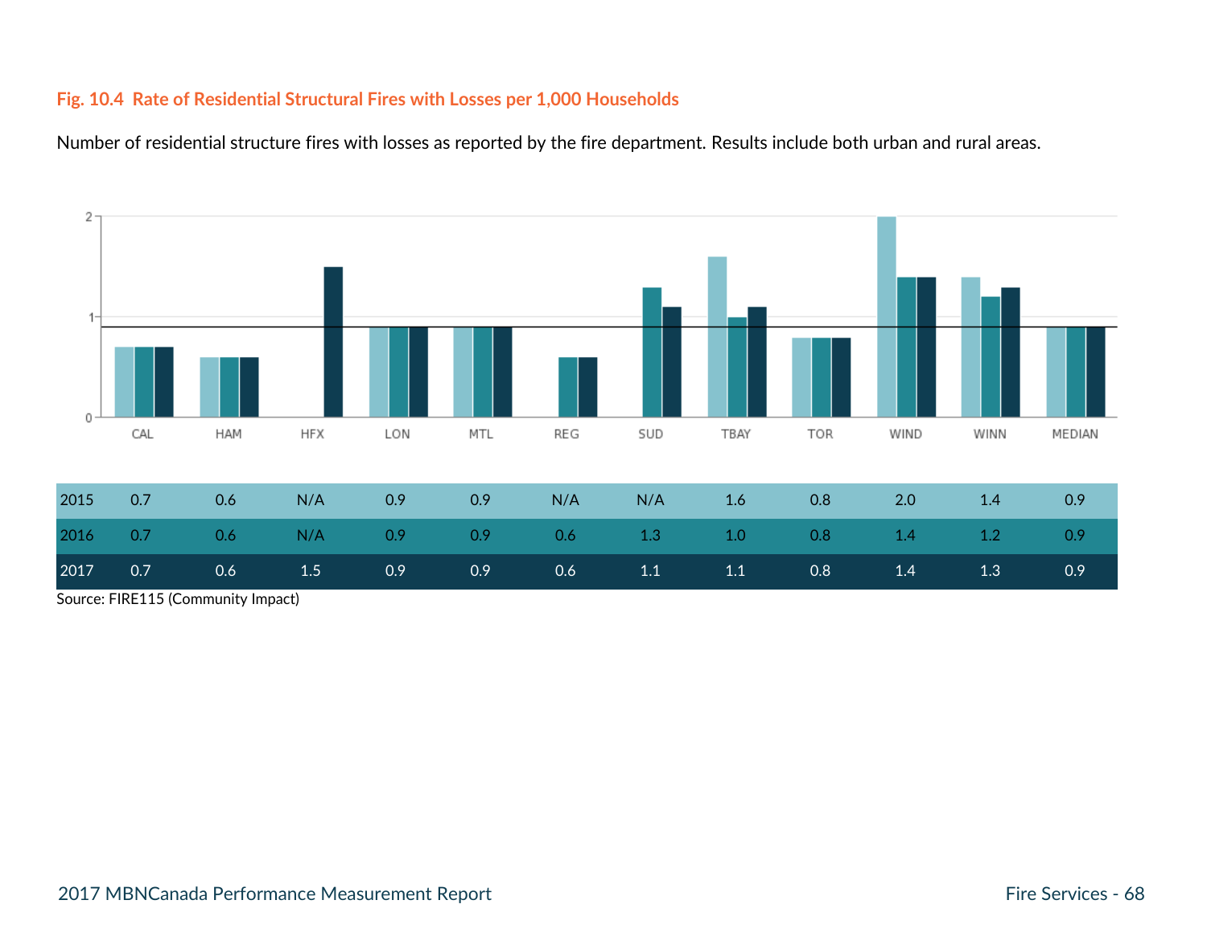**Fig. 10.4 Rate of Residential Structural Fires with Losses per 1,000 Households**

Number of residential structure fires with losses as reported by the fire department. Results include both urban and rural areas.

| | CAL | HAM | HFX | LON | MTL | REG | SUD | TBAY | TOR | WIND | WINN | MEDIAN |
|---|---|---|---|---|---|---|---|---|---|---|---|---|
| 2015 | 0.7 | 0.6 | N/A | 0.9 | 0.9 | N/A | N/A | 1.6 | 0.8 | 2.0 | 1.4 | 0.9 |
| 2016 | 0.7 | 0.6 | N/A | 0.9 | 0.9 | 0.6 | 1.3 | 1.0 | 0.8 | 1.4 | 1.2 | 0.9 |
| 2017 | 0.7 | 0.6 | 1.5 | 0.9 | 0.9 | 0.6 | 1.1 | 1.1 | 0.8 | 1.4 | 1.3 | 0.9 |

Source: FIRE115 (Community Impact)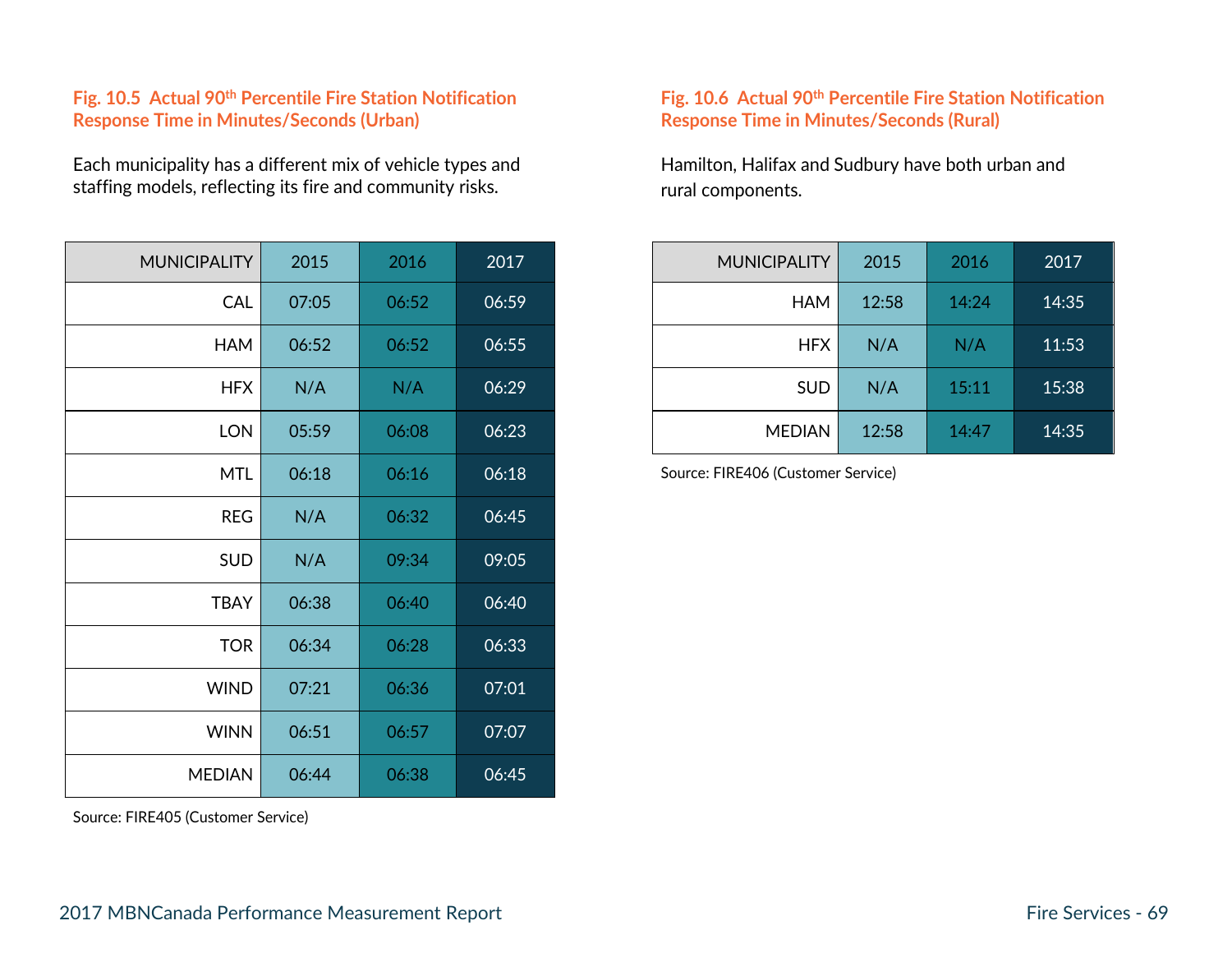#### Fig. 10.5 Actual 90th Percentile Fire Station Notification Response Time in Minutes/Seconds (Urban)

Each municipality has a different mix of vehicle types and staffing models, reflecting its fire and community risks.

| MUNICIPALITY | 2015 | 2016 | 2017 |
|---|---|---|---|
| CAL | 07:05 | 06:52 | 06:59 |
| HAM | 06:52 | 06:52 | 06:55 |
| HFX | N/A | N/A | 06:29 |
| LON | 05:59 | 06:08 | 06:23 |
| MTL | 06:18 | 06:16 | 06:18 |
| REG | N/A | 06:32 | 06:45 |
| SUD | N/A | 09:34 | 09:05 |
| TBAY | 06:38 | 06:40 | 06:40 |
| TOR | 06:34 | 06:28 | 06:33 |
| WIND | 07:21 | 06:36 | 07:01 |
| WINN | 06:51 | 06:57 | 07:07 |
| MEDIAN | 06:44 | 06:38 | 06:45 |

Source: FIRE405 (Customer Service)

#### Fig. 10.6 Actual 90th Percentile Fire Station Notification Response Time in Minutes/Seconds (Rural)

Hamilton, Halifax and Sudbury have both urban and rural components.

| MUNICIPALITY | 2015 | 2016 | 2017 |
|---|---|---|---|
| HAM | 12:58 | 14:24 | 14:35 |
| HFX | N/A | N/A | 11:53 |
| SUD | N/A | 15:11 | 15:38 |
| MEDIAN | 12:58 | 14:47 | 14:35 |

Source: FIRE406 (Customer Service)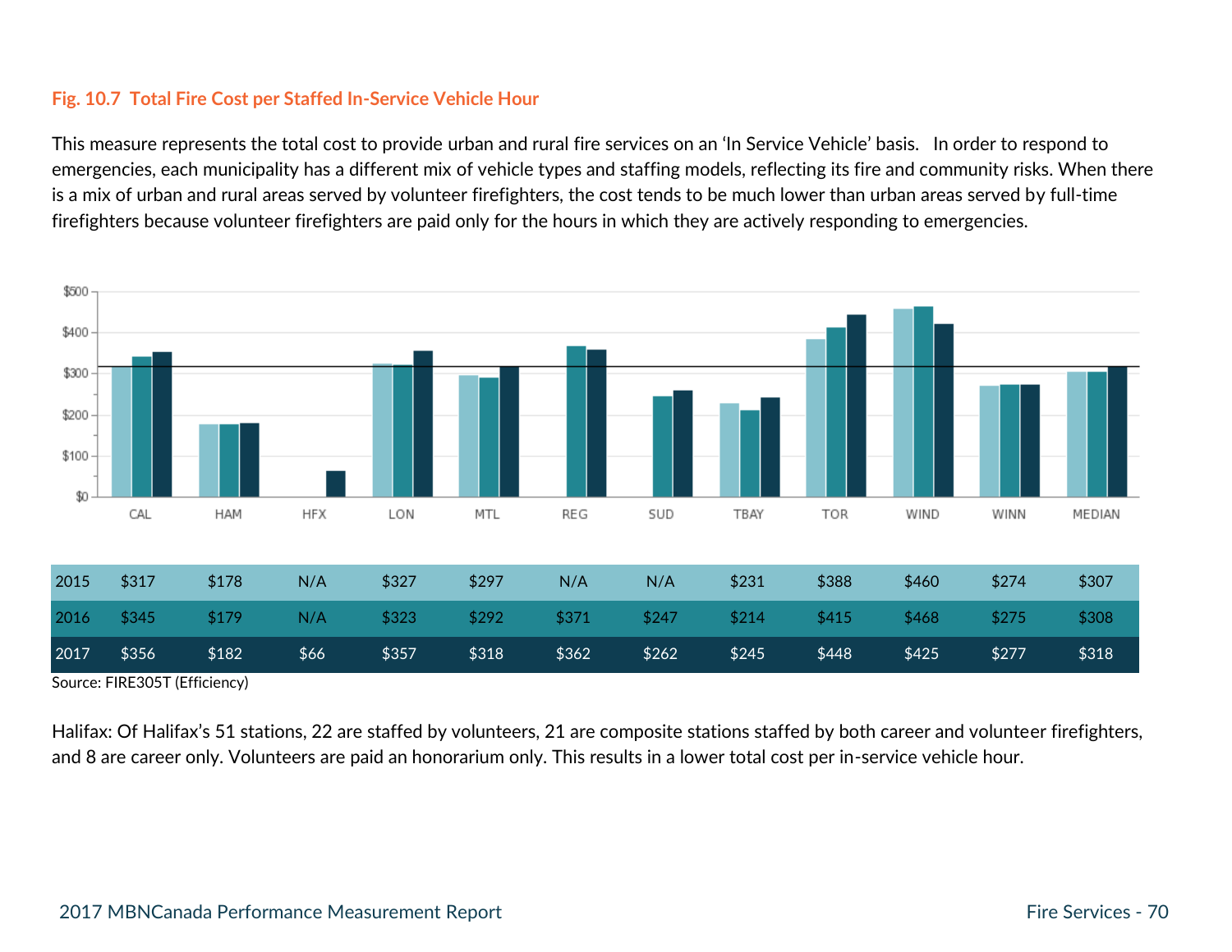### Fig. 10.7 Total Fire Cost per Staffed In-Service Vehicle Hour

This measure represents the total cost to provide urban and rural fire services on an 'In Service Vehicle' basis. In order to respond to emergencies, each municipality has a different mix of vehicle types and staffing models, reflecting its fire and community risks. When there is a mix of urban and rural areas served by volunteer firefighters, the cost tends to be much lower than urban areas served by full-time firefighters because volunteer firefighters are paid only for the hours in which they are actively responding to emergencies.

$500
$400
$300
$200
$100
$0

CAL HAM HFX LON MTL REG SUD TBAY TOR WIND WINN MEDIAN

| | | | | | | | | | | | |
|---|---|---|---|---|---|---|---|---|---|---|---|
| 2015 | $317 | $178 | N/A | $327 | $297 | N/A | N/A | $231 | $388 | $460 | $274 | $307 |
| 2016 | $345 | $179 | N/A | $323 | $292 | $371 | $247 | $214 | $415 | $468 | $275 | $308 |
| 2017 | $356 | $182 | $66 | $357 | $318 | $362 | $262 | $245 | $448 | $425 | $277 | $318 |

Source: FIRE305T (Efficiency)

Halifax: Of Halifax's 51 stations, 22 are staffed by volunteers, 21 are composite stations staffed by both career and volunteer firefighters, and 8 are career only. Volunteers are paid an honorarium only. This results in a lower total cost per in-service vehicle hour.